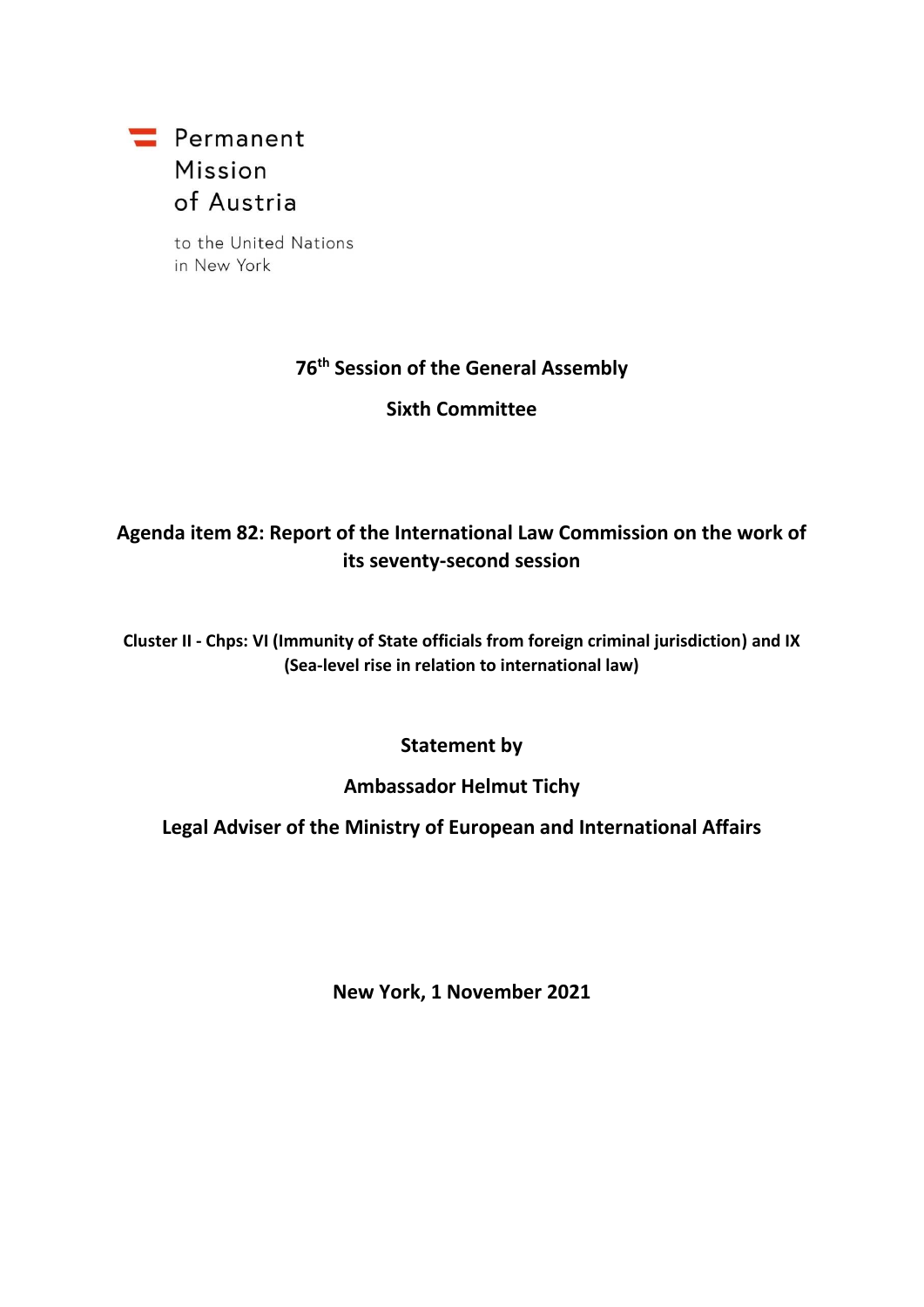Permanent Mission of Austria

to the United Nations in New York

**76th Session of the General Assembly**

**Sixth Committee**

# Agenda item 82: Report of the International Law Commission on the work of its seventy-second session

**Cluster II - Chps: VI (Immunity of State officials from foreign criminal jurisdiction) and IX (Sea-level rise in relation to international law)**

**Statement by**

**Ambassador Helmut Tichy**

**Legal Adviser of the Ministry of European and International Affairs**

**New York, 1 November 2021**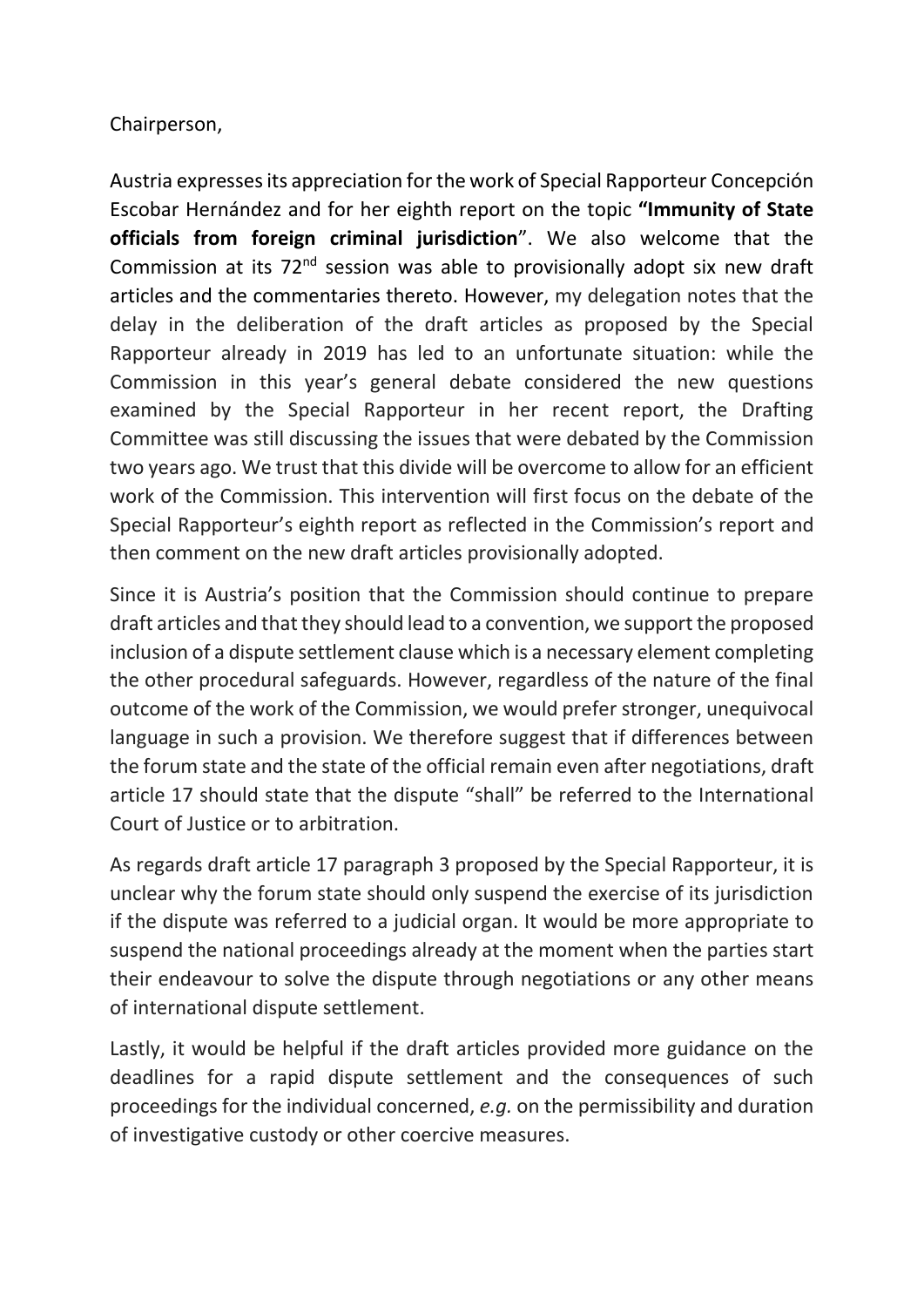Chairperson,

Austria expresses its appreciation for the work of Special Rapporteur Concepción Escobar Hernández and for her eighth report on the topic **"Immunity of State officials from foreign criminal jurisdiction**". We also welcome that the Commission at its 72nd session was able to provisionally adopt six new draft articles and the commentaries thereto. However, my delegation notes that the delay in the deliberation of the draft articles as proposed by the Special Rapporteur already in 2019 has led to an unfortunate situation: while the Commission in this year's general debate considered the new questions examined by the Special Rapporteur in her recent report, the Drafting Committee was still discussing the issues that were debated by the Commission two years ago. We trust that this divide will be overcome to allow for an efficient work of the Commission. This intervention will first focus on the debate of the Special Rapporteur's eighth report as reflected in the Commission's report and then comment on the new draft articles provisionally adopted.

Since it is Austria's position that the Commission should continue to prepare draft articles and that they should lead to a convention, we support the proposed inclusion of a dispute settlement clause which is a necessary element completing the other procedural safeguards. However, regardless of the nature of the final outcome of the work of the Commission, we would prefer stronger, unequivocal language in such a provision. We therefore suggest that if differences between the forum state and the state of the official remain even after negotiations, draft article 17 should state that the dispute "shall" be referred to the International Court of Justice or to arbitration.

As regards draft article 17 paragraph 3 proposed by the Special Rapporteur, it is unclear why the forum state should only suspend the exercise of its jurisdiction if the dispute was referred to a judicial organ. It would be more appropriate to suspend the national proceedings already at the moment when the parties start their endeavour to solve the dispute through negotiations or any other means of international dispute settlement.

Lastly, it would be helpful if the draft articles provided more guidance on the deadlines for a rapid dispute settlement and the consequences of such proceedings for the individual concerned, *e.g.* on the permissibility and duration of investigative custody or other coercive measures.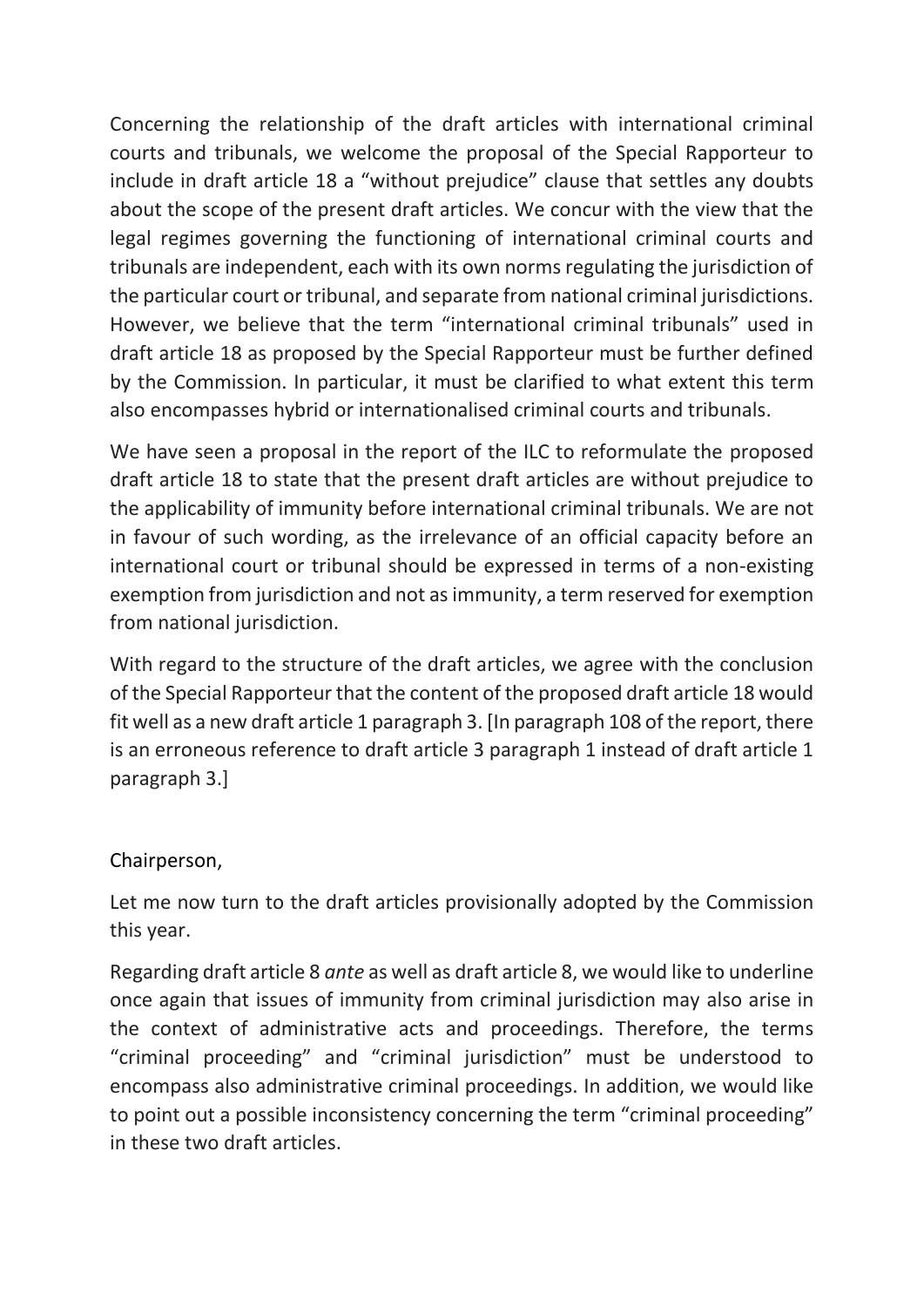Concerning the relationship of the draft articles with international criminal courts and tribunals, we welcome the proposal of the Special Rapporteur to include in draft article 18 a "without prejudice" clause that settles any doubts about the scope of the present draft articles. We concur with the view that the legal regimes governing the functioning of international criminal courts and tribunals are independent, each with its own norms regulating the jurisdiction of the particular court or tribunal, and separate from national criminal jurisdictions. However, we believe that the term "international criminal tribunals" used in draft article 18 as proposed by the Special Rapporteur must be further defined by the Commission. In particular, it must be clarified to what extent this term also encompasses hybrid or internationalised criminal courts and tribunals.

We have seen a proposal in the report of the ILC to reformulate the proposed draft article 18 to state that the present draft articles are without prejudice to the applicability of immunity before international criminal tribunals. We are not in favour of such wording, as the irrelevance of an official capacity before an international court or tribunal should be expressed in terms of a non-existing exemption from jurisdiction and not as immunity, a term reserved for exemption from national jurisdiction.

With regard to the structure of the draft articles, we agree with the conclusion of the Special Rapporteur that the content of the proposed draft article 18 would fit well as a new draft article 1 paragraph 3. [In paragraph 108 of the report, there is an erroneous reference to draft article 3 paragraph 1 instead of draft article 1 paragraph 3.]

Chairperson,

Let me now turn to the draft articles provisionally adopted by the Commission this year.

Regarding draft article 8 *ante* as well as draft article 8, we would like to underline once again that issues of immunity from criminal jurisdiction may also arise in the context of administrative acts and proceedings. Therefore, the terms "criminal proceeding" and "criminal jurisdiction" must be understood to encompass also administrative criminal proceedings. In addition, we would like to point out a possible inconsistency concerning the term "criminal proceeding" in these two draft articles.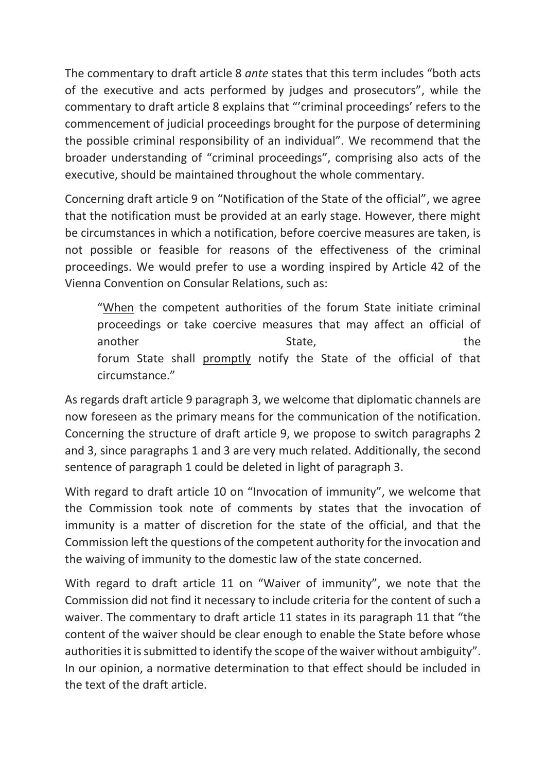The commentary to draft article 8 *ante* states that this term includes "both acts of the executive and acts performed by judges and prosecutors", while the commentary to draft article 8 explains that "'criminal proceedings' refers to the commencement of judicial proceedings brought for the purpose of determining the possible criminal responsibility of an individual". We recommend that the broader understanding of "criminal proceedings", comprising also acts of the executive, should be maintained throughout the whole commentary.

Concerning draft article 9 on "Notification of the State of the official", we agree that the notification must be provided at an early stage. However, there might be circumstances in which a notification, before coercive measures are taken, is not possible or feasible for reasons of the effectiveness of the criminal proceedings. We would prefer to use a wording inspired by Article 42 of the Vienna Convention on Consular Relations, such as:

> "<u>When</u> the competent authorities of the forum State initiate criminal proceedings or take coercive measures that may affect an official of another State, the forum State shall <u>promptly</u> notify the State of the official of that circumstance."

As regards draft article 9 paragraph 3, we welcome that diplomatic channels are now foreseen as the primary means for the communication of the notification. Concerning the structure of draft article 9, we propose to switch paragraphs 2 and 3, since paragraphs 1 and 3 are very much related. Additionally, the second sentence of paragraph 1 could be deleted in light of paragraph 3.

With regard to draft article 10 on "Invocation of immunity", we welcome that the Commission took note of comments by states that the invocation of immunity is a matter of discretion for the state of the official, and that the Commission left the questions of the competent authority for the invocation and the waiving of immunity to the domestic law of the state concerned.

With regard to draft article 11 on "Waiver of immunity", we note that the Commission did not find it necessary to include criteria for the content of such a waiver. The commentary to draft article 11 states in its paragraph 11 that "the content of the waiver should be clear enough to enable the State before whose authorities it is submitted to identify the scope of the waiver without ambiguity". In our opinion, a normative determination to that effect should be included in the text of the draft article.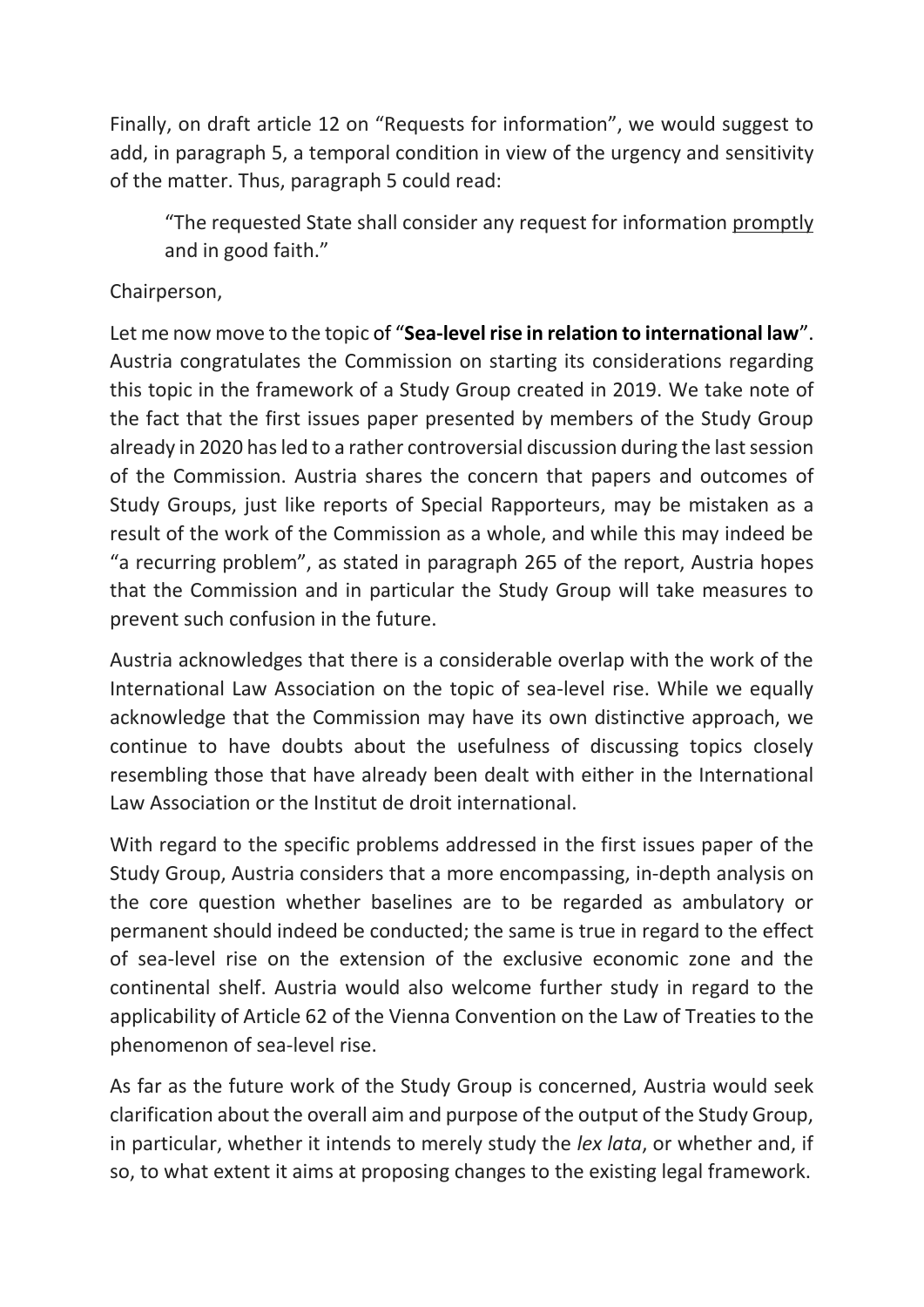Finally, on draft article 12 on "Requests for information", we would suggest to add, in paragraph 5, a temporal condition in view of the urgency and sensitivity of the matter. Thus, paragraph 5 could read:

> "The requested State shall consider any request for information <u>promptly</u> and in good faith."

Chairperson,

Let me now move to the topic of "**Sea-level rise in relation to international law**". Austria congratulates the Commission on starting its considerations regarding this topic in the framework of a Study Group created in 2019. We take note of the fact that the first issues paper presented by members of the Study Group already in 2020 has led to a rather controversial discussion during the last session of the Commission. Austria shares the concern that papers and outcomes of Study Groups, just like reports of Special Rapporteurs, may be mistaken as a result of the work of the Commission as a whole, and while this may indeed be "a recurring problem", as stated in paragraph 265 of the report, Austria hopes that the Commission and in particular the Study Group will take measures to prevent such confusion in the future.

Austria acknowledges that there is a considerable overlap with the work of the International Law Association on the topic of sea-level rise. While we equally acknowledge that the Commission may have its own distinctive approach, we continue to have doubts about the usefulness of discussing topics closely resembling those that have already been dealt with either in the International Law Association or the Institut de droit international.

With regard to the specific problems addressed in the first issues paper of the Study Group, Austria considers that a more encompassing, in-depth analysis on the core question whether baselines are to be regarded as ambulatory or permanent should indeed be conducted; the same is true in regard to the effect of sea-level rise on the extension of the exclusive economic zone and the continental shelf. Austria would also welcome further study in regard to the applicability of Article 62 of the Vienna Convention on the Law of Treaties to the phenomenon of sea-level rise.

As far as the future work of the Study Group is concerned, Austria would seek clarification about the overall aim and purpose of the output of the Study Group, in particular, whether it intends to merely study the *lex lata*, or whether and, if so, to what extent it aims at proposing changes to the existing legal framework.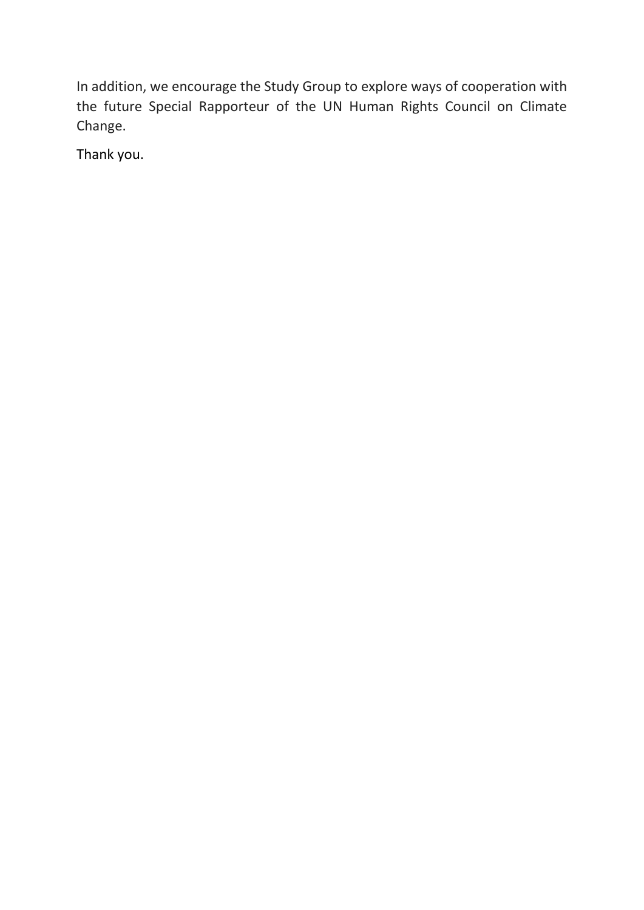In addition, we encourage the Study Group to explore ways of cooperation with the future Special Rapporteur of the UN Human Rights Council on Climate Change.

Thank you.